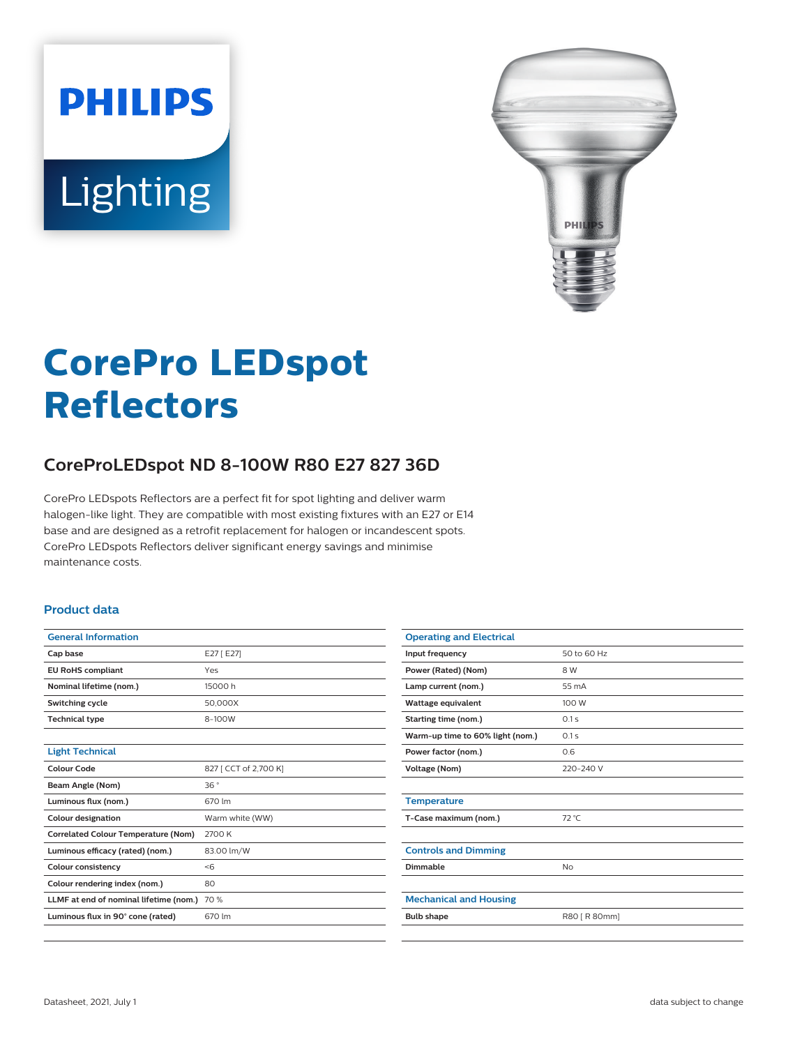# CorePro LEDspot Reflectors

## CoreProLEDspot ND 8-100W R80 E27 827 36D

CorePro LEDspots Reflectors are a perfect fit for spot lighting and deliver warm halogen-like light. They are compatible with most existing fixtures with an E27 or E14 base and are designed as a retrofit replacement for halogen or incandescent spots. CorePro LEDspots Reflectors deliver significant energy savings and minimise maintenance costs.

### Product data

| General Information | |
|---|---|
| Cap base | E27 [ E27] |
| EU RoHS compliant | Yes |
| Nominal lifetime (nom.) | 15000 h |
| Switching cycle | 50,000X |
| Technical type | 8-100W |

| Light Technical | |
|---|---|
| Colour Code | 827 [ CCT of 2,700 K] |
| Beam Angle (Nom) | 36 ° |
| Luminous flux (nom.) | 670 lm |
| Colour designation | Warm white (WW) |
| Correlated Colour Temperature (Nom) | 2700 K |
| Luminous efficacy (rated) (nom.) | 83.00 lm/W |
| Colour consistency | <6 |
| Colour rendering index (nom.) | 80 |
| LLMF at end of nominal lifetime (nom.) | 70 % |
| Luminous flux in 90° cone (rated) | 670 lm |

| Operating and Electrical | |
|---|---|
| Input frequency | 50 to 60 Hz |
| Power (Rated) (Nom) | 8 W |
| Lamp current (nom.) | 55 mA |
| Wattage equivalent | 100 W |
| Starting time (nom.) | 0.1 s |
| Warm-up time to 60% light (nom.) | 0.1 s |
| Power factor (nom.) | 0.6 |
| Voltage (Nom) | 220-240 V |

| Temperature | |
|---|---|
| T-Case maximum (nom.) | 72 °C |

| Controls and Dimming | |
|---|---|
| Dimmable | No |

| Mechanical and Housing | |
|---|---|
| Bulb shape | R80 [ R 80mm] |

Datasheet, 2021, July 1

data subject to change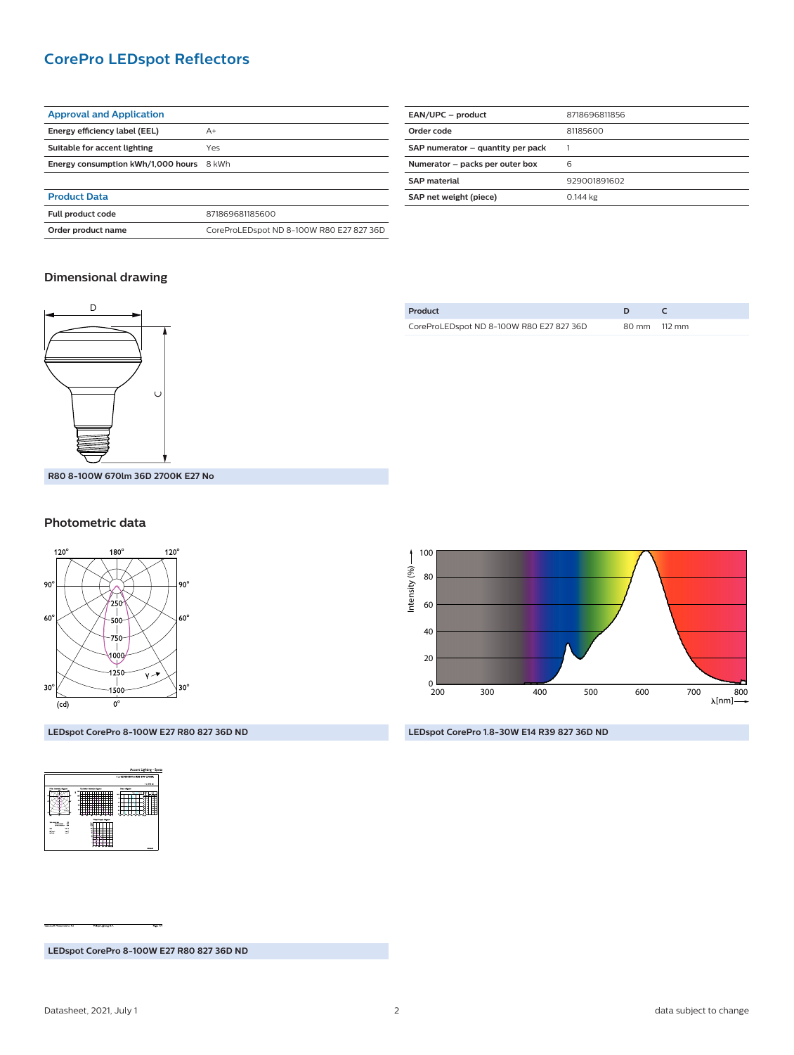## CorePro LEDspot Reflectors

| Approval and Application | |
|---|---|
| Energy efficiency label (EEL) | A+ |
| Suitable for accent lighting | Yes |
| Energy consumption kWh/1,000 hours | 8 kWh |

| Product Data | |
|---|---|
| Full product code | 871869681185600 |
| Order product name | CoreProLEDspot ND 8-100W R80 E27 827 36D |

| | |
|---|---|
| EAN/UPC – product | 8718696811856 |
| Order code | 81185600 |
| SAP numerator – quantity per pack | 1 |
| Numerator – packs per outer box | 6 |
| SAP material | 929001891602 |
| SAP net weight (piece) | 0.144 kg |

### Dimensional drawing

R80 8-100W 670lm 36D 2700K E27 No

| Product | D | C |
|---|---|---|
| CoreProLEDspot ND 8-100W R80 E27 827 36D | 80 mm | 112 mm |

### Photometric data

LEDspot CorePro 8-100W E27 R80 827 36D ND

LEDspot CorePro 1.8-30W E14 R39 827 36D ND

LEDspot CorePro 8-100W E27 R80 827 36D ND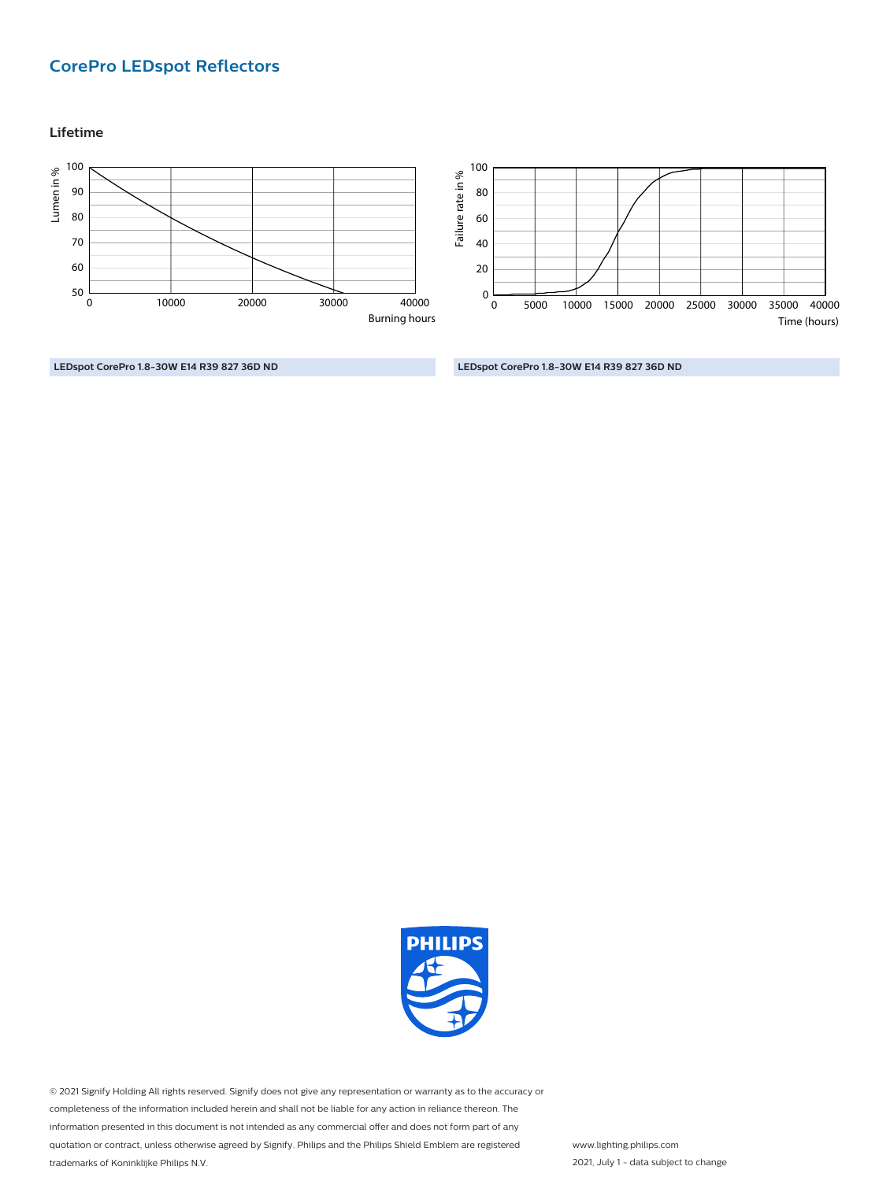# CorePro LEDspot Reflectors

## Lifetime

Lumen in %
100
90
80
70
60
50
0
10000
20000
30000
40000
Burning hours

Failure rate in %
100
80
60
40
20
0
0
5000
10000
15000
20000
25000
30000
35000
40000
Time (hours)

**LEDspot CorePro 1.8-30W E14 R39 827 36D ND**

**LEDspot CorePro 1.8-30W E14 R39 827 36D ND**

© 2021 Signify Holding All rights reserved. Signify does not give any representation or warranty as to the accuracy or completeness of the information included herein and shall not be liable for any action in reliance thereon. The information presented in this document is not intended as any commercial offer and does not form part of any quotation or contract, unless otherwise agreed by Signify. Philips and the Philips Shield Emblem are registered trademarks of Koninklijke Philips N.V.

www.lighting.philips.com

2021, July 1 - data subject to change